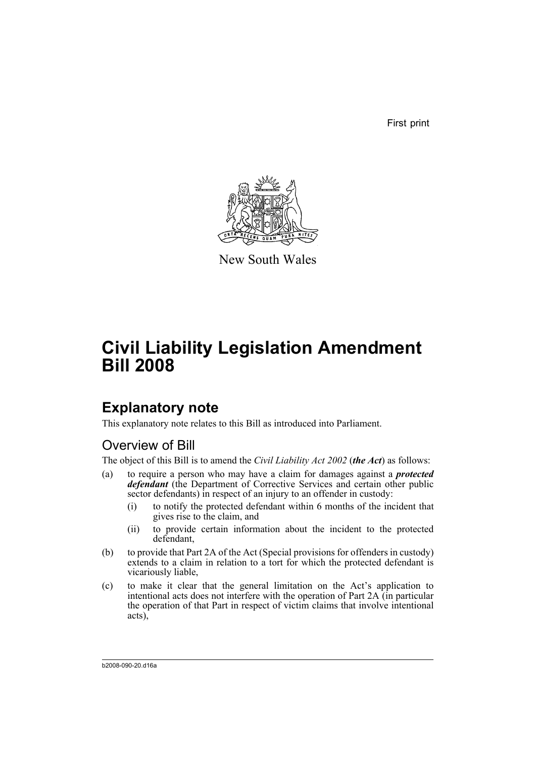First print

New South Wales

# Civil Liability Legislation Amendment Bill 2008

## Explanatory note

This explanatory note relates to this Bill as introduced into Parliament.

### Overview of Bill

The object of this Bill is to amend the *Civil Liability Act 2002* (***the Act***) as follows:

(a) to require a person who may have a claim for damages against a ***protected defendant*** (the Department of Corrective Services and certain other public sector defendants) in respect of an injury to an offender in custody:

  (i) to notify the protected defendant within 6 months of the incident that gives rise to the claim, and

  (ii) to provide certain information about the incident to the protected defendant,

(b) to provide that Part 2A of the Act (Special provisions for offenders in custody) extends to a claim in relation to a tort for which the protected defendant is vicariously liable,

(c) to make it clear that the general limitation on the Act's application to intentional acts does not interfere with the operation of Part 2A (in particular the operation of that Part in respect of victim claims that involve intentional acts),

b2008-090-20.d16a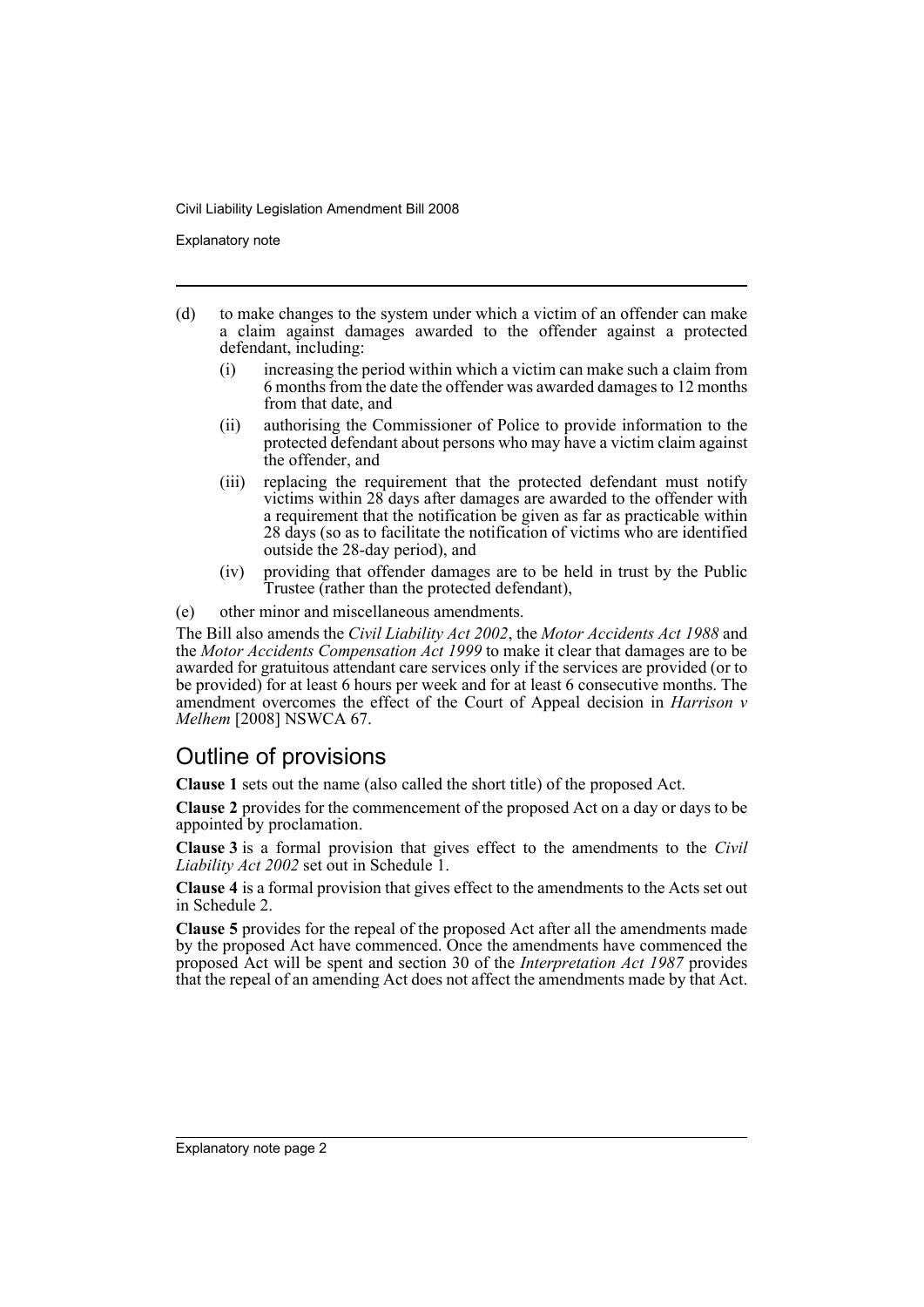(d) to make changes to the system under which a victim of an offender can make a claim against damages awarded to the offender against a protected defendant, including:
    (i) increasing the period within which a victim can make such a claim from 6 months from the date the offender was awarded damages to 12 months from that date, and
    (ii) authorising the Commissioner of Police to provide information to the protected defendant about persons who may have a victim claim against the offender, and
    (iii) replacing the requirement that the protected defendant must notify victims within 28 days after damages are awarded to the offender with a requirement that the notification be given as far as practicable within 28 days (so as to facilitate the notification of victims who are identified outside the 28-day period), and
    (iv) providing that offender damages are to be held in trust by the Public Trustee (rather than the protected defendant),

(e) other minor and miscellaneous amendments.

The Bill also amends the *Civil Liability Act 2002*, the *Motor Accidents Act 1988* and the *Motor Accidents Compensation Act 1999* to make it clear that damages are to be awarded for gratuitous attendant care services only if the services are provided (or to be provided) for at least 6 hours per week and for at least 6 consecutive months. The amendment overcomes the effect of the Court of Appeal decision in *Harrison v Melhem* [2008] NSWCA 67.

## Outline of provisions

**Clause 1** sets out the name (also called the short title) of the proposed Act.

**Clause 2** provides for the commencement of the proposed Act on a day or days to be appointed by proclamation.

**Clause 3** is a formal provision that gives effect to the amendments to the *Civil Liability Act 2002* set out in Schedule 1.

**Clause 4** is a formal provision that gives effect to the amendments to the Acts set out in Schedule 2.

**Clause 5** provides for the repeal of the proposed Act after all the amendments made by the proposed Act have commenced. Once the amendments have commenced the proposed Act will be spent and section 30 of the *Interpretation Act 1987* provides that the repeal of an amending Act does not affect the amendments made by that Act.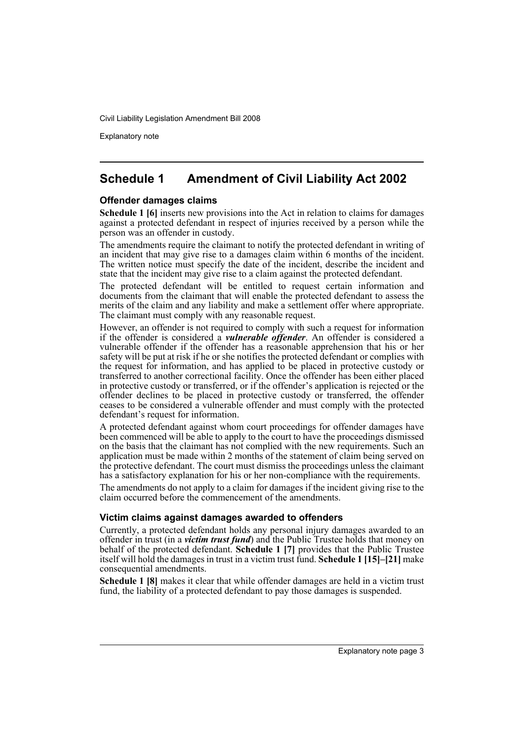## Schedule 1 Amendment of Civil Liability Act 2002

### Offender damages claims

**Schedule 1 [6]** inserts new provisions into the Act in relation to claims for damages against a protected defendant in respect of injuries received by a person while the person was an offender in custody.

The amendments require the claimant to notify the protected defendant in writing of an incident that may give rise to a damages claim within 6 months of the incident. The written notice must specify the date of the incident, describe the incident and state that the incident may give rise to a claim against the protected defendant.

The protected defendant will be entitled to request certain information and documents from the claimant that will enable the protected defendant to assess the merits of the claim and any liability and make a settlement offer where appropriate. The claimant must comply with any reasonable request.

However, an offender is not required to comply with such a request for information if the offender is considered a ***vulnerable offender***. An offender is considered a vulnerable offender if the offender has a reasonable apprehension that his or her safety will be put at risk if he or she notifies the protected defendant or complies with the request for information, and has applied to be placed in protective custody or transferred to another correctional facility. Once the offender has been either placed in protective custody or transferred, or if the offender's application is rejected or the offender declines to be placed in protective custody or transferred, the offender ceases to be considered a vulnerable offender and must comply with the protected defendant's request for information.

A protected defendant against whom court proceedings for offender damages have been commenced will be able to apply to the court to have the proceedings dismissed on the basis that the claimant has not complied with the new requirements. Such an application must be made within 2 months of the statement of claim being served on the protective defendant. The court must dismiss the proceedings unless the claimant has a satisfactory explanation for his or her non-compliance with the requirements.

The amendments do not apply to a claim for damages if the incident giving rise to the claim occurred before the commencement of the amendments.

### Victim claims against damages awarded to offenders

Currently, a protected defendant holds any personal injury damages awarded to an offender in trust (in a ***victim trust fund***) and the Public Trustee holds that money on behalf of the protected defendant. **Schedule 1 [7]** provides that the Public Trustee itself will hold the damages in trust in a victim trust fund. **Schedule 1 [15]–[21]** make consequential amendments.

**Schedule 1 [8]** makes it clear that while offender damages are held in a victim trust fund, the liability of a protected defendant to pay those damages is suspended.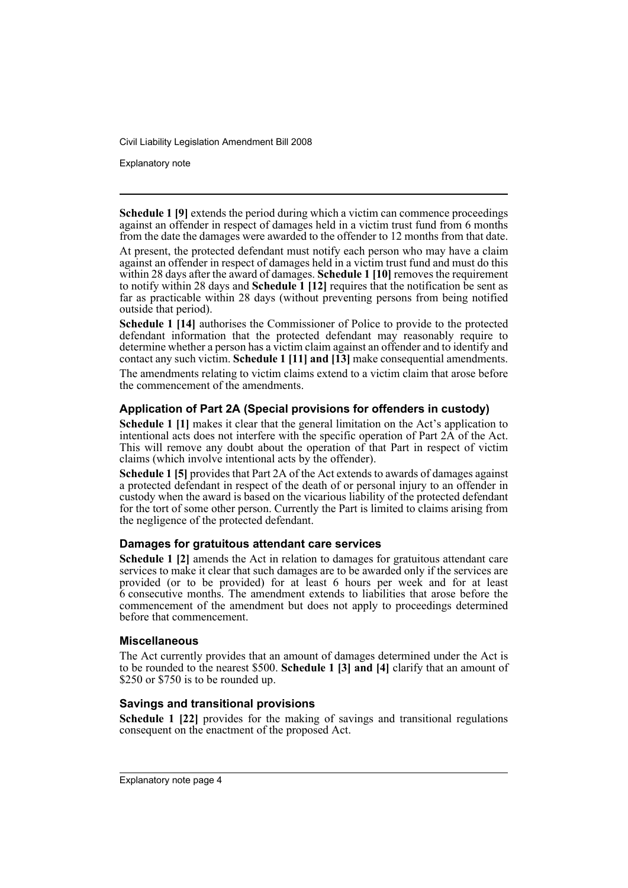**Schedule 1 [9]** extends the period during which a victim can commence proceedings against an offender in respect of damages held in a victim trust fund from 6 months from the date the damages were awarded to the offender to 12 months from that date.

At present, the protected defendant must notify each person who may have a claim against an offender in respect of damages held in a victim trust fund and must do this within 28 days after the award of damages. **Schedule 1 [10]** removes the requirement to notify within 28 days and **Schedule 1 [12]** requires that the notification be sent as far as practicable within 28 days (without preventing persons from being notified outside that period).

**Schedule 1 [14]** authorises the Commissioner of Police to provide to the protected defendant information that the protected defendant may reasonably require to determine whether a person has a victim claim against an offender and to identify and contact any such victim. **Schedule 1 [11] and [13]** make consequential amendments.

The amendments relating to victim claims extend to a victim claim that arose before the commencement of the amendments.

### Application of Part 2A (Special provisions for offenders in custody)

**Schedule 1 [1]** makes it clear that the general limitation on the Act's application to intentional acts does not interfere with the specific operation of Part 2A of the Act. This will remove any doubt about the operation of that Part in respect of victim claims (which involve intentional acts by the offender).

**Schedule 1 [5]** provides that Part 2A of the Act extends to awards of damages against a protected defendant in respect of the death of or personal injury to an offender in custody when the award is based on the vicarious liability of the protected defendant for the tort of some other person. Currently the Part is limited to claims arising from the negligence of the protected defendant.

### Damages for gratuitous attendant care services

**Schedule 1 [2]** amends the Act in relation to damages for gratuitous attendant care services to make it clear that such damages are to be awarded only if the services are provided (or to be provided) for at least 6 hours per week and for at least 6 consecutive months. The amendment extends to liabilities that arose before the commencement of the amendment but does not apply to proceedings determined before that commencement.

### Miscellaneous

The Act currently provides that an amount of damages determined under the Act is to be rounded to the nearest $500. **Schedule 1 [3] and [4]** clarify that an amount of $250 or $750 is to be rounded up.

### Savings and transitional provisions

**Schedule 1 [22]** provides for the making of savings and transitional regulations consequent on the enactment of the proposed Act.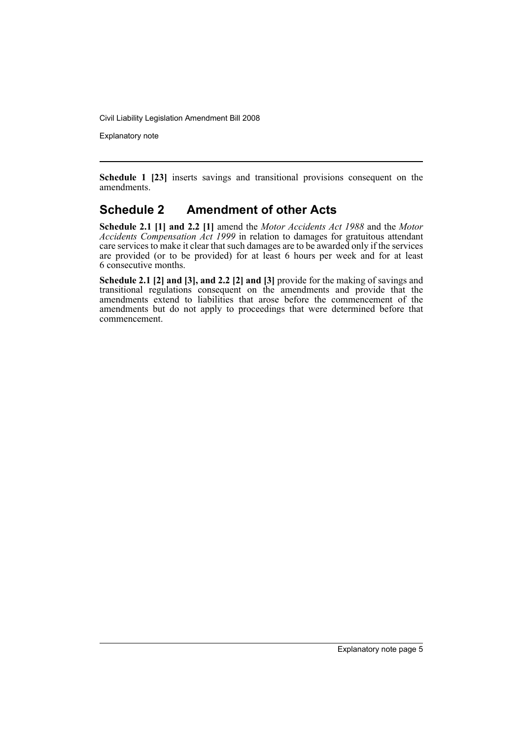**Schedule 1 [23]** inserts savings and transitional provisions consequent on the amendments.

## Schedule 2 Amendment of other Acts

**Schedule 2.1 [1] and 2.2 [1]** amend the *Motor Accidents Act 1988* and the *Motor Accidents Compensation Act 1999* in relation to damages for gratuitous attendant care services to make it clear that such damages are to be awarded only if the services are provided (or to be provided) for at least 6 hours per week and for at least 6 consecutive months.

**Schedule 2.1 [2] and [3], and 2.2 [2] and [3]** provide for the making of savings and transitional regulations consequent on the amendments and provide that the amendments extend to liabilities that arose before the commencement of the amendments but do not apply to proceedings that were determined before that commencement.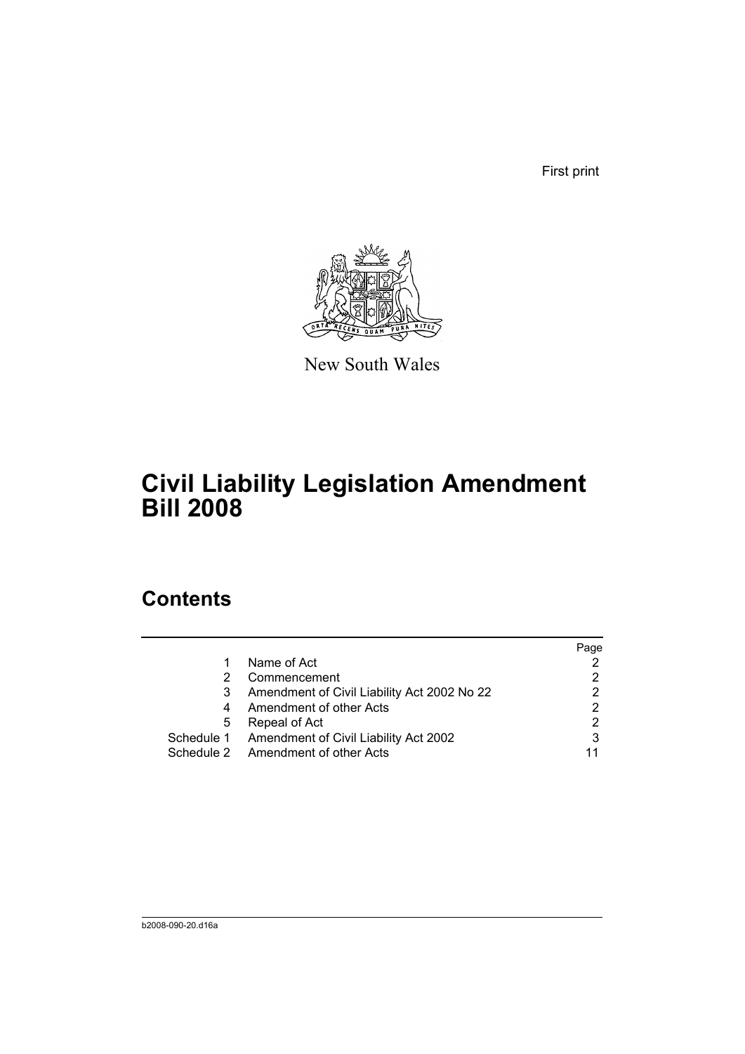First print

New South Wales

# Civil Liability Legislation Amendment Bill 2008

## Contents

| | | Page |
|---|---|---|
| 1 | Name of Act | 2 |
| 2 | Commencement | 2 |
| 3 | Amendment of Civil Liability Act 2002 No 22 | 2 |
| 4 | Amendment of other Acts | 2 |
| 5 | Repeal of Act | 2 |
| Schedule 1 | Amendment of Civil Liability Act 2002 | 3 |
| Schedule 2 | Amendment of other Acts | 11 |

b2008-090-20.d16a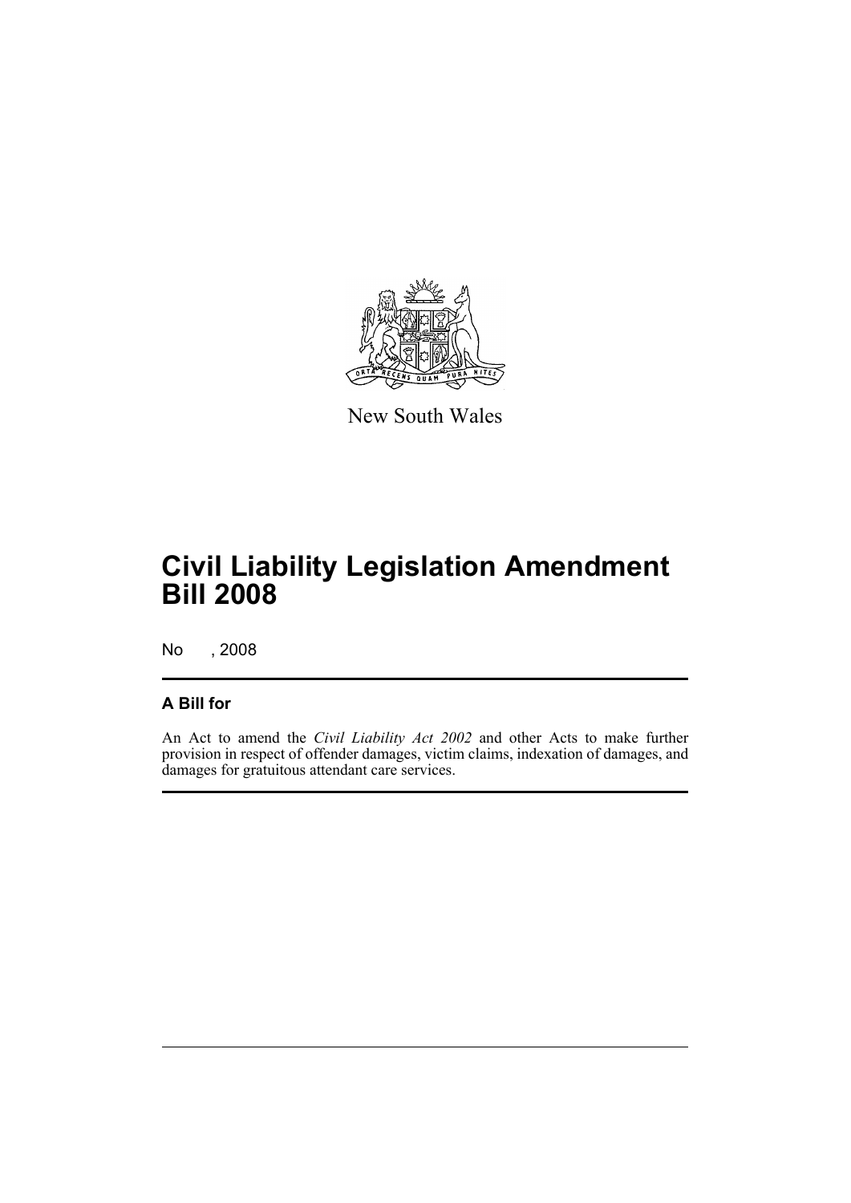New South Wales

# Civil Liability Legislation Amendment Bill 2008

No , 2008

## A Bill for

An Act to amend the *Civil Liability Act 2002* and other Acts to make further provision in respect of offender damages, victim claims, indexation of damages, and damages for gratuitous attendant care services.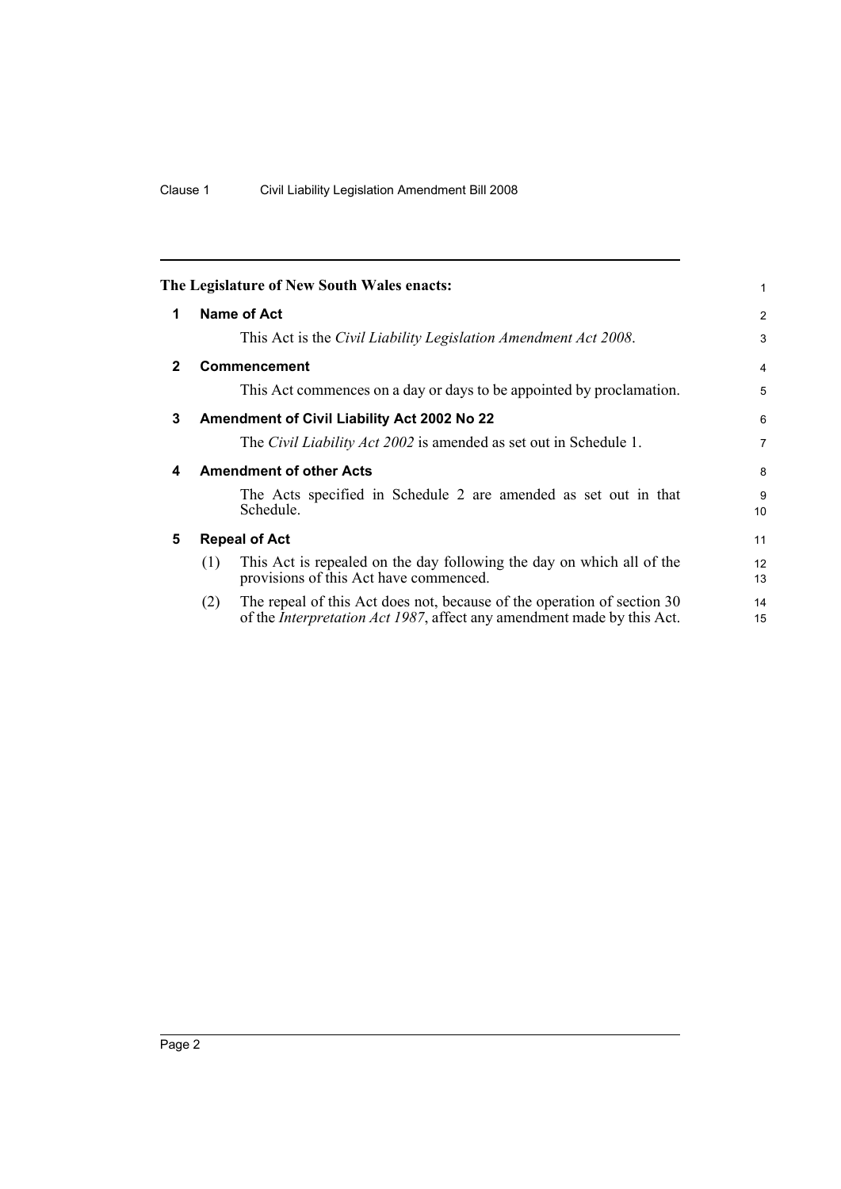**The Legislature of New South Wales enacts:**

## 1 Name of Act

This Act is the *Civil Liability Legislation Amendment Act 2008*.

## 2 Commencement

This Act commences on a day or days to be appointed by proclamation.

## 3 Amendment of Civil Liability Act 2002 No 22

The *Civil Liability Act 2002* is amended as set out in Schedule 1.

## 4 Amendment of other Acts

The Acts specified in Schedule 2 are amended as set out in that Schedule.

## 5 Repeal of Act

(1) This Act is repealed on the day following the day on which all of the provisions of this Act have commenced.

(2) The repeal of this Act does not, because of the operation of section 30 of the *Interpretation Act 1987*, affect any amendment made by this Act.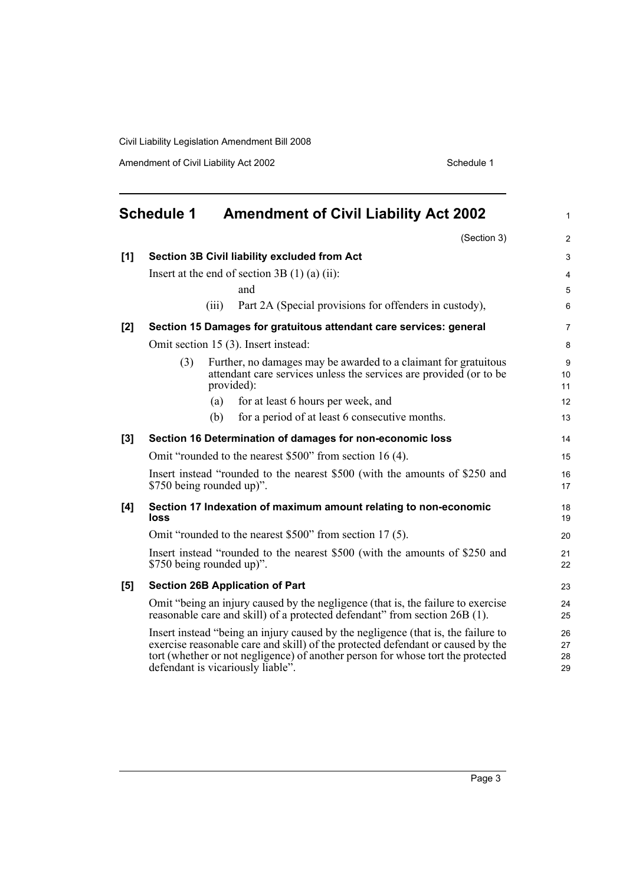## Schedule 1 Amendment of Civil Liability Act 2002

(Section 3)

**[1] Section 3B Civil liability excluded from Act**

Insert at the end of section 3B (1) (a) (ii):

and

(iii) Part 2A (Special provisions for offenders in custody),

**[2] Section 15 Damages for gratuitous attendant care services: general**

Omit section 15 (3). Insert instead:

(3) Further, no damages may be awarded to a claimant for gratuitous attendant care services unless the services are provided (or to be provided):

(a) for at least 6 hours per week, and

(b) for a period of at least 6 consecutive months.

**[3] Section 16 Determination of damages for non-economic loss**

Omit "rounded to the nearest $500" from section 16 (4).

Insert instead "rounded to the nearest $500 (with the amounts of $250 and $750 being rounded up)".

**[4] Section 17 Indexation of maximum amount relating to non-economic loss**

Omit "rounded to the nearest $500" from section 17 (5).

Insert instead "rounded to the nearest $500 (with the amounts of $250 and $750 being rounded up)".

**[5] Section 26B Application of Part**

Omit "being an injury caused by the negligence (that is, the failure to exercise reasonable care and skill) of a protected defendant" from section 26B (1).

Insert instead "being an injury caused by the negligence (that is, the failure to exercise reasonable care and skill) of the protected defendant or caused by the tort (whether or not negligence) of another person for whose tort the protected defendant is vicariously liable".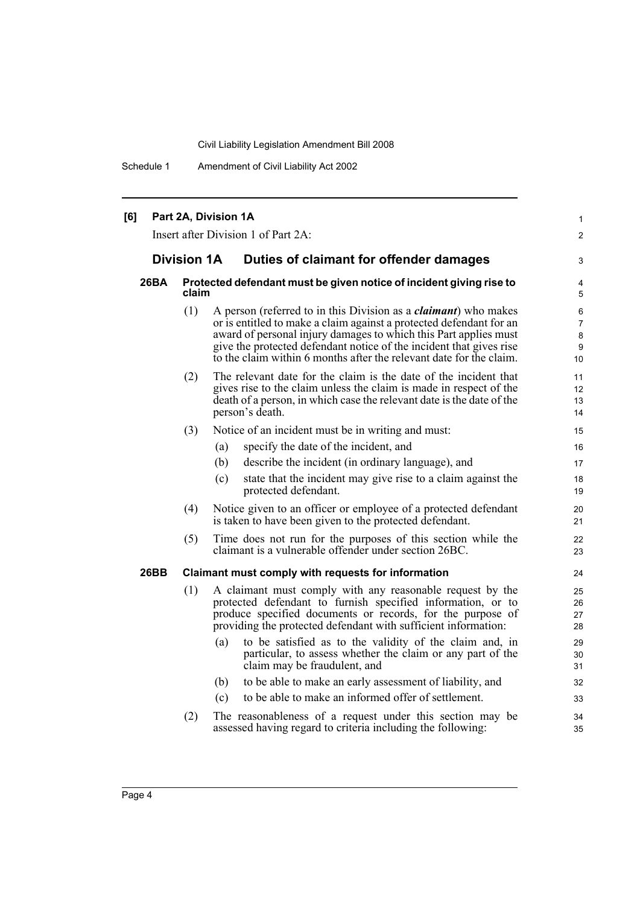**[6] Part 2A, Division 1A**

Insert after Division 1 of Part 2A:

## Division 1A Duties of claimant for offender damages

### 26BA Protected defendant must be given notice of incident giving rise to claim

(1) A person (referred to in this Division as a ***claimant***) who makes or is entitled to make a claim against a protected defendant for an award of personal injury damages to which this Part applies must give the protected defendant notice of the incident that gives rise to the claim within 6 months after the relevant date for the claim.

(2) The relevant date for the claim is the date of the incident that gives rise to the claim unless the claim is made in respect of the death of a person, in which case the relevant date is the date of the person's death.

(3) Notice of an incident must be in writing and must:

- (a) specify the date of the incident, and
- (b) describe the incident (in ordinary language), and
- (c) state that the incident may give rise to a claim against the protected defendant.

(4) Notice given to an officer or employee of a protected defendant is taken to have been given to the protected defendant.

(5) Time does not run for the purposes of this section while the claimant is a vulnerable offender under section 26BC.

### 26BB Claimant must comply with requests for information

(1) A claimant must comply with any reasonable request by the protected defendant to furnish specified information, or to produce specified documents or records, for the purpose of providing the protected defendant with sufficient information:

- (a) to be satisfied as to the validity of the claim and, in particular, to assess whether the claim or any part of the claim may be fraudulent, and
- (b) to be able to make an early assessment of liability, and
- (c) to be able to make an informed offer of settlement.

(2) The reasonableness of a request under this section may be assessed having regard to criteria including the following: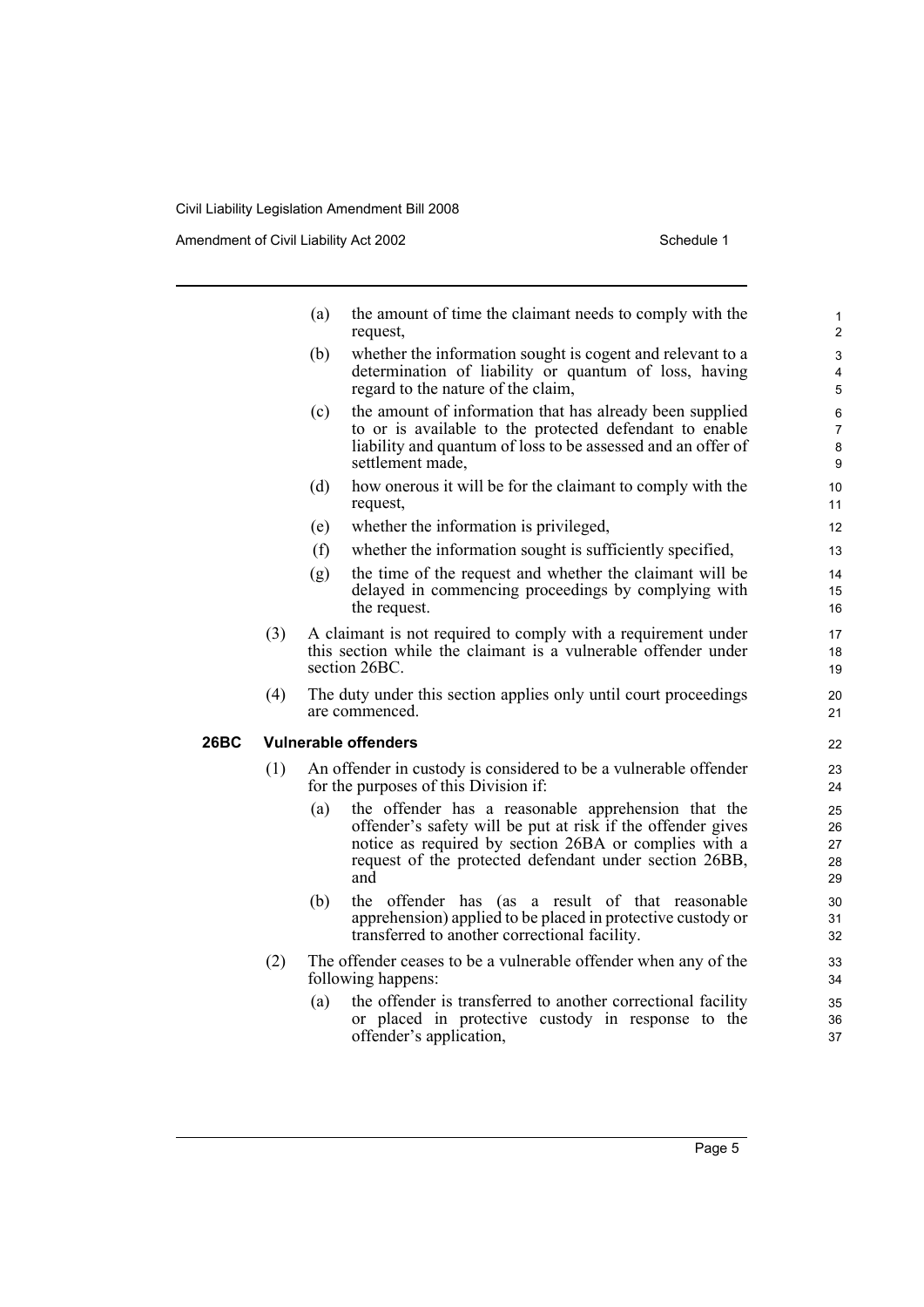(a) the amount of time the claimant needs to comply with the request,

(b) whether the information sought is cogent and relevant to a determination of liability or quantum of loss, having regard to the nature of the claim,

(c) the amount of information that has already been supplied to or is available to the protected defendant to enable liability and quantum of loss to be assessed and an offer of settlement made,

(d) how onerous it will be for the claimant to comply with the request,

(e) whether the information is privileged,

(f) whether the information sought is sufficiently specified,

(g) the time of the request and whether the claimant will be delayed in commencing proceedings by complying with the request.

(3) A claimant is not required to comply with a requirement under this section while the claimant is a vulnerable offender under section 26BC.

(4) The duty under this section applies only until court proceedings are commenced.

### 26BC Vulnerable offenders

(1) An offender in custody is considered to be a vulnerable offender for the purposes of this Division if:

(a) the offender has a reasonable apprehension that the offender's safety will be put at risk if the offender gives notice as required by section 26BA or complies with a request of the protected defendant under section 26BB, and

(b) the offender has (as a result of that reasonable apprehension) applied to be placed in protective custody or transferred to another correctional facility.

(2) The offender ceases to be a vulnerable offender when any of the following happens:

(a) the offender is transferred to another correctional facility or placed in protective custody in response to the offender's application,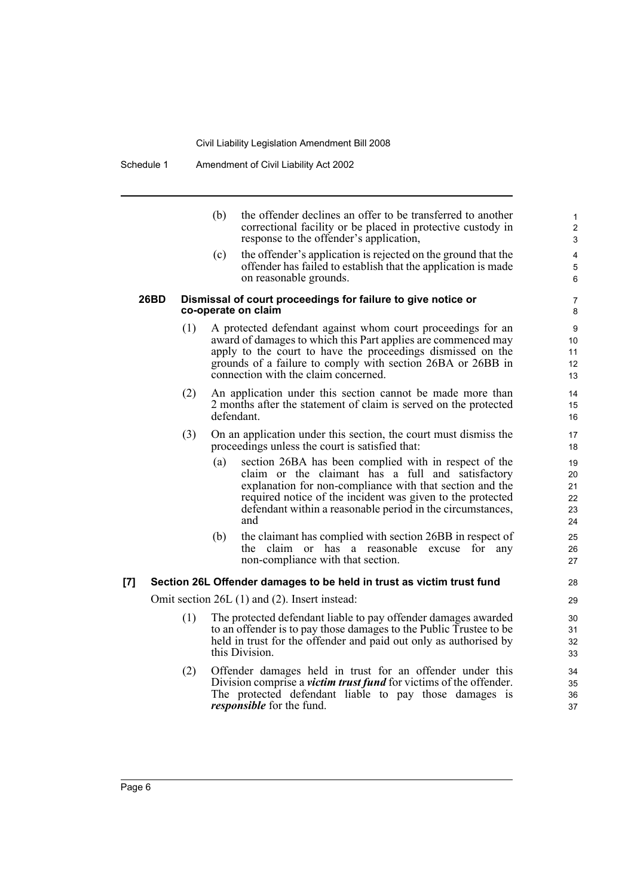(b) the offender declines an offer to be transferred to another correctional facility or be placed in protective custody in response to the offender's application,

(c) the offender's application is rejected on the ground that the offender has failed to establish that the application is made on reasonable grounds.

**26BD Dismissal of court proceedings for failure to give notice or co-operate on claim**

(1) A protected defendant against whom court proceedings for an award of damages to which this Part applies are commenced may apply to the court to have the proceedings dismissed on the grounds of a failure to comply with section 26BA or 26BB in connection with the claim concerned.

(2) An application under this section cannot be made more than 2 months after the statement of claim is served on the protected defendant.

(3) On an application under this section, the court must dismiss the proceedings unless the court is satisfied that:

(a) section 26BA has been complied with in respect of the claim or the claimant has a full and satisfactory explanation for non-compliance with that section and the required notice of the incident was given to the protected defendant within a reasonable period in the circumstances, and

(b) the claimant has complied with section 26BB in respect of the claim or has a reasonable excuse for any non-compliance with that section.

**[7] Section 26L Offender damages to be held in trust as victim trust fund**

Omit section 26L (1) and (2). Insert instead:

(1) The protected defendant liable to pay offender damages awarded to an offender is to pay those damages to the Public Trustee to be held in trust for the offender and paid out only as authorised by this Division.

(2) Offender damages held in trust for an offender under this Division comprise a ***victim trust fund*** for victims of the offender. The protected defendant liable to pay those damages is ***responsible*** for the fund.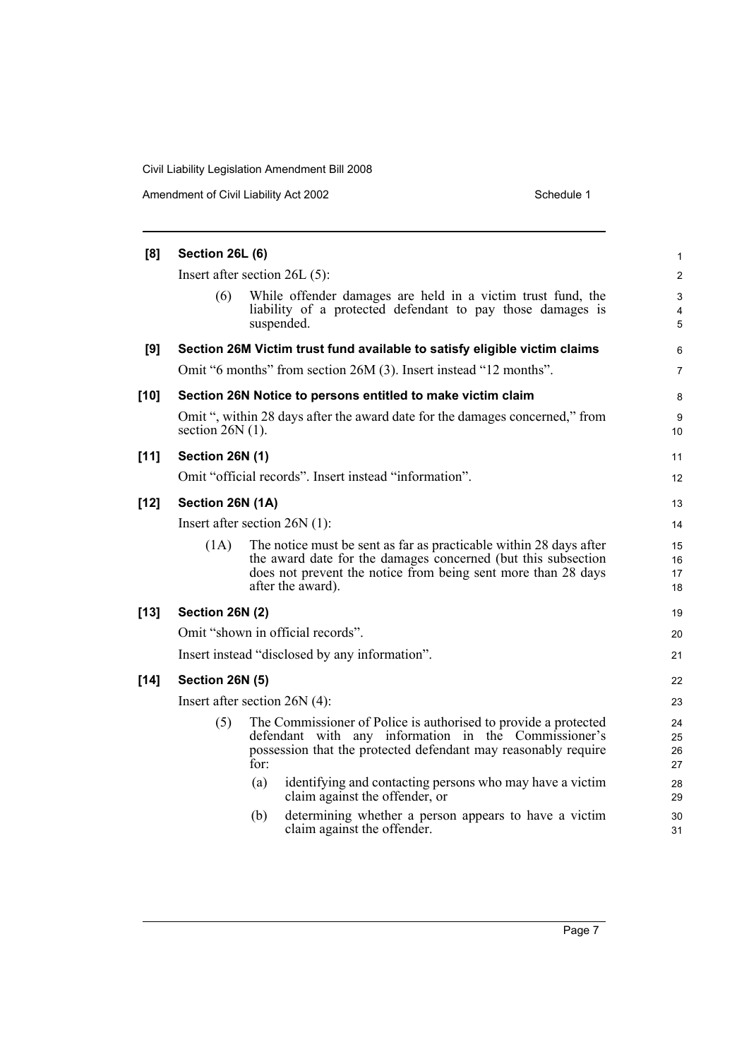**[8] Section 26L (6)**

Insert after section 26L (5):

(6) While offender damages are held in a victim trust fund, the liability of a protected defendant to pay those damages is suspended.

**[9] Section 26M Victim trust fund available to satisfy eligible victim claims**

Omit "6 months" from section 26M (3). Insert instead "12 months".

**[10] Section 26N Notice to persons entitled to make victim claim**

Omit ", within 28 days after the award date for the damages concerned," from section 26N (1).

**[11] Section 26N (1)**

Omit "official records". Insert instead "information".

**[12] Section 26N (1A)**

Insert after section 26N (1):

(1A) The notice must be sent as far as practicable within 28 days after the award date for the damages concerned (but this subsection does not prevent the notice from being sent more than 28 days after the award).

**[13] Section 26N (2)**

Omit "shown in official records".

Insert instead "disclosed by any information".

**[14] Section 26N (5)**

Insert after section 26N (4):

(5) The Commissioner of Police is authorised to provide a protected defendant with any information in the Commissioner's possession that the protected defendant may reasonably require for:

(a) identifying and contacting persons who may have a victim claim against the offender, or

(b) determining whether a person appears to have a victim claim against the offender.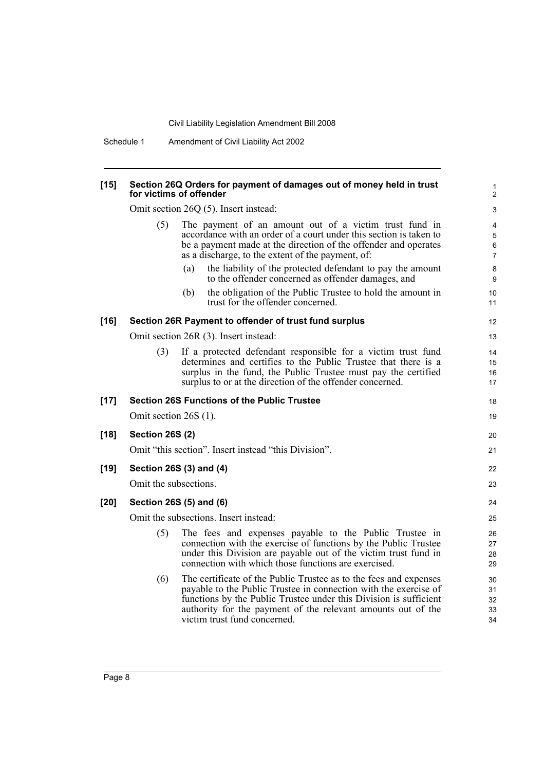**[15] Section 26Q Orders for payment of damages out of money held in trust for victims of offender**

Omit section 26Q (5). Insert instead:

(5) The payment of an amount out of a victim trust fund in accordance with an order of a court under this section is taken to be a payment made at the direction of the offender and operates as a discharge, to the extent of the payment, of:

(a) the liability of the protected defendant to pay the amount to the offender concerned as offender damages, and

(b) the obligation of the Public Trustee to hold the amount in trust for the offender concerned.

**[16] Section 26R Payment to offender of trust fund surplus**

Omit section 26R (3). Insert instead:

(3) If a protected defendant responsible for a victim trust fund determines and certifies to the Public Trustee that there is a surplus in the fund, the Public Trustee must pay the certified surplus to or at the direction of the offender concerned.

**[17] Section 26S Functions of the Public Trustee**

Omit section 26S (1).

**[18] Section 26S (2)**

Omit "this section". Insert instead "this Division".

**[19] Section 26S (3) and (4)**

Omit the subsections.

**[20] Section 26S (5) and (6)**

Omit the subsections. Insert instead:

(5) The fees and expenses payable to the Public Trustee in connection with the exercise of functions by the Public Trustee under this Division are payable out of the victim trust fund in connection with which those functions are exercised.

(6) The certificate of the Public Trustee as to the fees and expenses payable to the Public Trustee in connection with the exercise of functions by the Public Trustee under this Division is sufficient authority for the payment of the relevant amounts out of the victim trust fund concerned.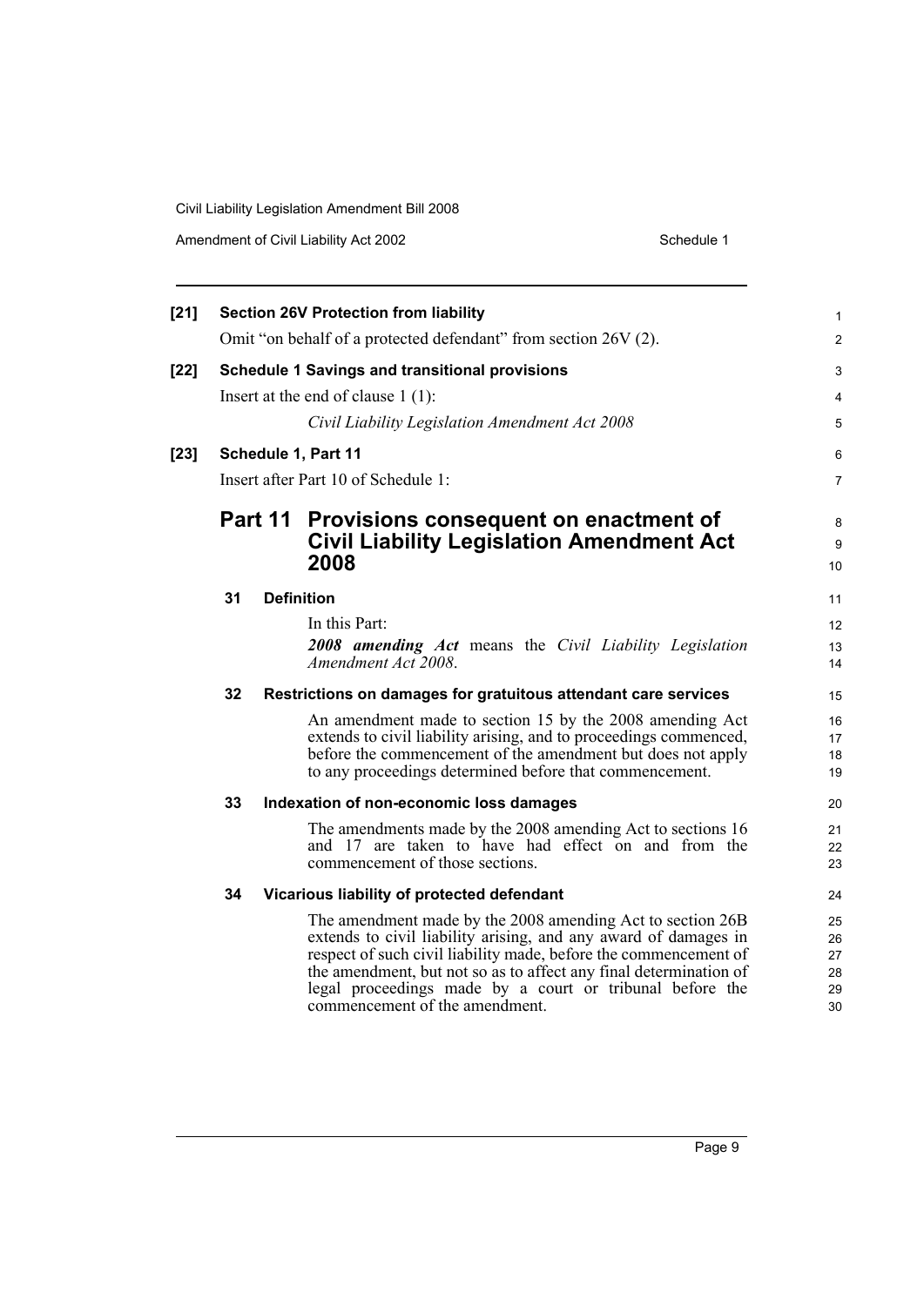**[21] Section 26V Protection from liability**

Omit "on behalf of a protected defendant" from section 26V (2).

**[22] Schedule 1 Savings and transitional provisions**

Insert at the end of clause 1 (1):

*Civil Liability Legislation Amendment Act 2008*

**[23] Schedule 1, Part 11**

Insert after Part 10 of Schedule 1:

## Part 11 Provisions consequent on enactment of Civil Liability Legislation Amendment Act 2008

### 31 Definition

In this Part:

***2008 amending Act*** means the *Civil Liability Legislation Amendment Act 2008*.

### 32 Restrictions on damages for gratuitous attendant care services

An amendment made to section 15 by the 2008 amending Act extends to civil liability arising, and to proceedings commenced, before the commencement of the amendment but does not apply to any proceedings determined before that commencement.

### 33 Indexation of non-economic loss damages

The amendments made by the 2008 amending Act to sections 16 and 17 are taken to have had effect on and from the commencement of those sections.

### 34 Vicarious liability of protected defendant

The amendment made by the 2008 amending Act to section 26B extends to civil liability arising, and any award of damages in respect of such civil liability made, before the commencement of the amendment, but not so as to affect any final determination of legal proceedings made by a court or tribunal before the commencement of the amendment.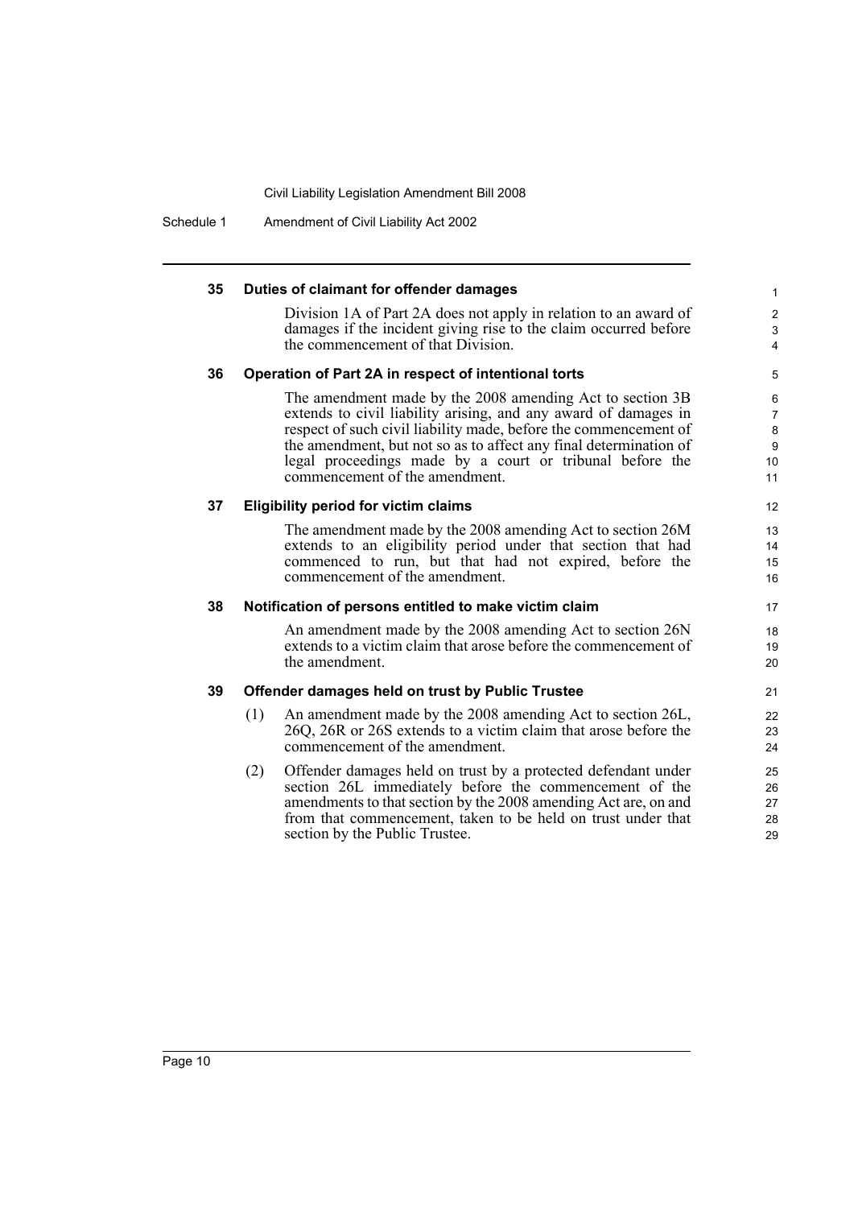### 35 Duties of claimant for offender damages

Division 1A of Part 2A does not apply in relation to an award of damages if the incident giving rise to the claim occurred before the commencement of that Division.

### 36 Operation of Part 2A in respect of intentional torts

The amendment made by the 2008 amending Act to section 3B extends to civil liability arising, and any award of damages in respect of such civil liability made, before the commencement of the amendment, but not so as to affect any final determination of legal proceedings made by a court or tribunal before the commencement of the amendment.

### 37 Eligibility period for victim claims

The amendment made by the 2008 amending Act to section 26M extends to an eligibility period under that section that had commenced to run, but that had not expired, before the commencement of the amendment.

### 38 Notification of persons entitled to make victim claim

An amendment made by the 2008 amending Act to section 26N extends to a victim claim that arose before the commencement of the amendment.

### 39 Offender damages held on trust by Public Trustee

(1) An amendment made by the 2008 amending Act to section 26L, 26Q, 26R or 26S extends to a victim claim that arose before the commencement of the amendment.

(2) Offender damages held on trust by a protected defendant under section 26L immediately before the commencement of the amendments to that section by the 2008 amending Act are, on and from that commencement, taken to be held on trust under that section by the Public Trustee.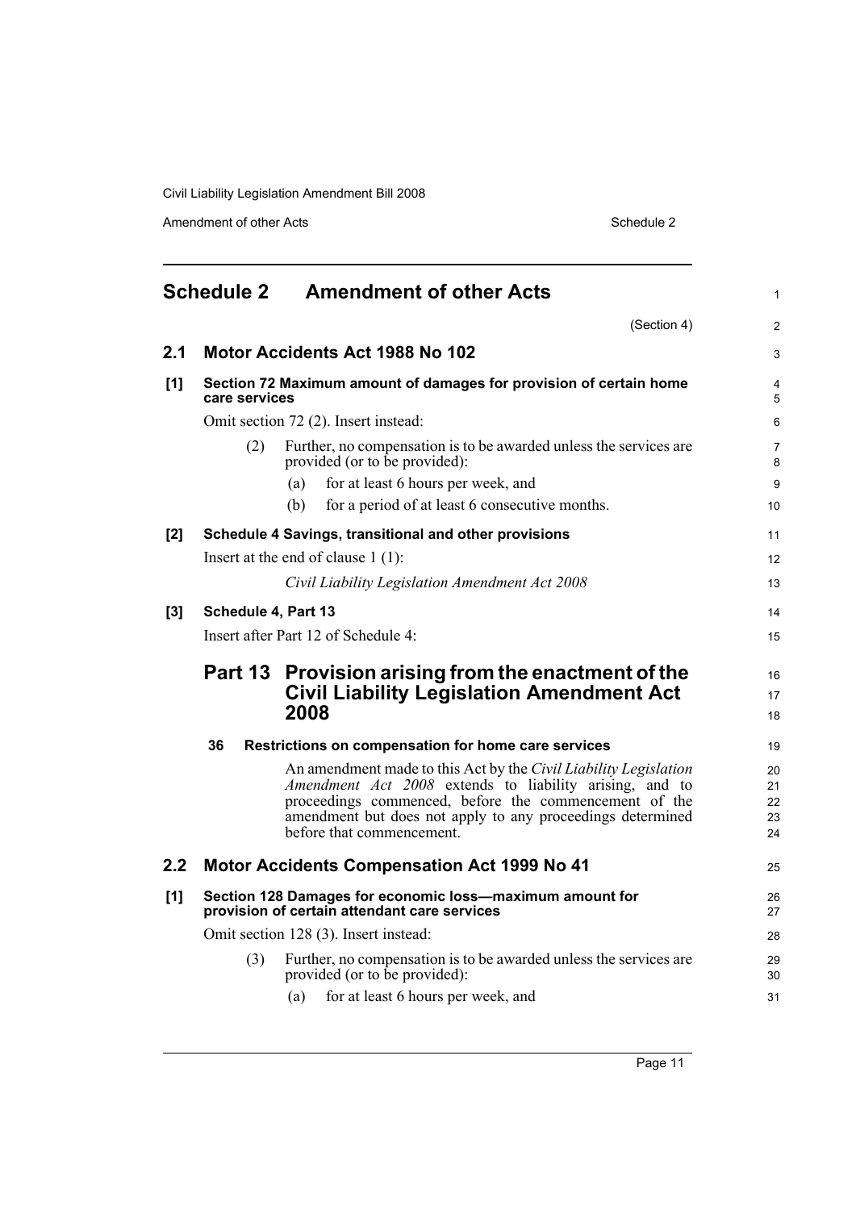# Schedule 2 Amendment of other Acts

(Section 4)

## 2.1 Motor Accidents Act 1988 No 102

### [1] Section 72 Maximum amount of damages for provision of certain home care services

Omit section 72 (2). Insert instead:

(2) Further, no compensation is to be awarded unless the services are provided (or to be provided):

(a) for at least 6 hours per week, and

(b) for a period of at least 6 consecutive months.

### [2] Schedule 4 Savings, transitional and other provisions

Insert at the end of clause 1 (1):

*Civil Liability Legislation Amendment Act 2008*

### [3] Schedule 4, Part 13

Insert after Part 12 of Schedule 4:

## Part 13 Provision arising from the enactment of the Civil Liability Legislation Amendment Act 2008

**36 Restrictions on compensation for home care services**

An amendment made to this Act by the *Civil Liability Legislation Amendment Act 2008* extends to liability arising, and to proceedings commenced, before the commencement of the amendment but does not apply to any proceedings determined before that commencement.

## 2.2 Motor Accidents Compensation Act 1999 No 41

### [1] Section 128 Damages for economic loss—maximum amount for provision of certain attendant care services

Omit section 128 (3). Insert instead:

(3) Further, no compensation is to be awarded unless the services are provided (or to be provided):

(a) for at least 6 hours per week, and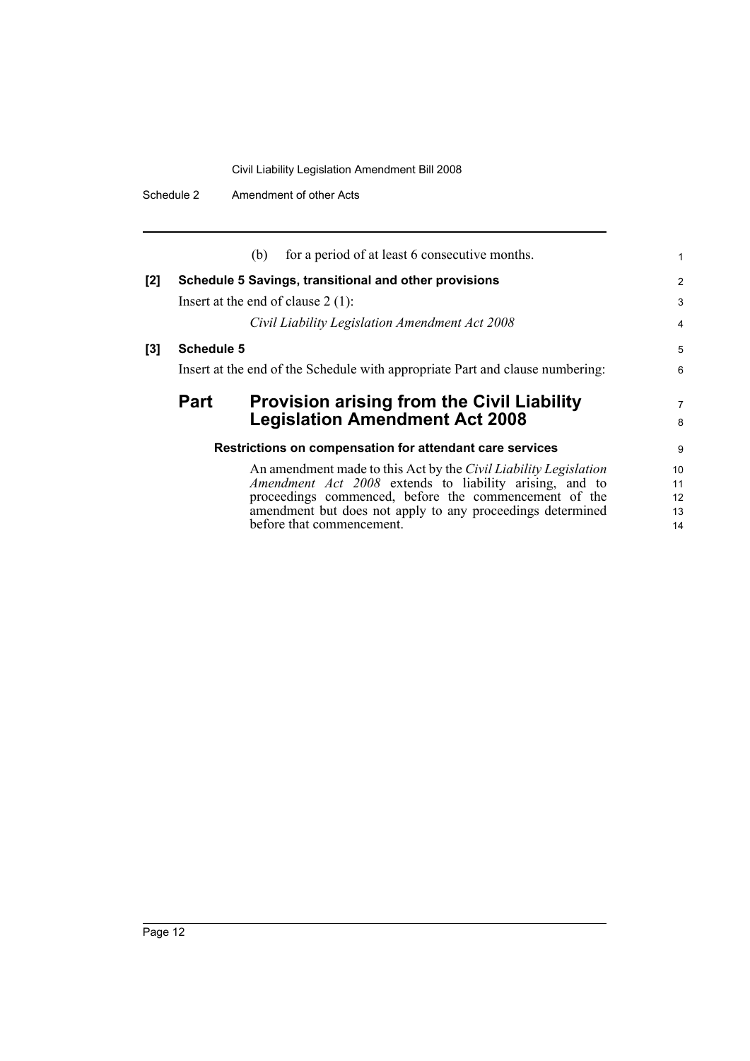(b) for a period of at least 6 consecutive months.

**[2] Schedule 5 Savings, transitional and other provisions**

Insert at the end of clause 2 (1):

*Civil Liability Legislation Amendment Act 2008*

**[3] Schedule 5**

Insert at the end of the Schedule with appropriate Part and clause numbering:

## Part Provision arising from the Civil Liability Legislation Amendment Act 2008

### Restrictions on compensation for attendant care services

An amendment made to this Act by the *Civil Liability Legislation Amendment Act 2008* extends to liability arising, and to proceedings commenced, before the commencement of the amendment but does not apply to any proceedings determined before that commencement.